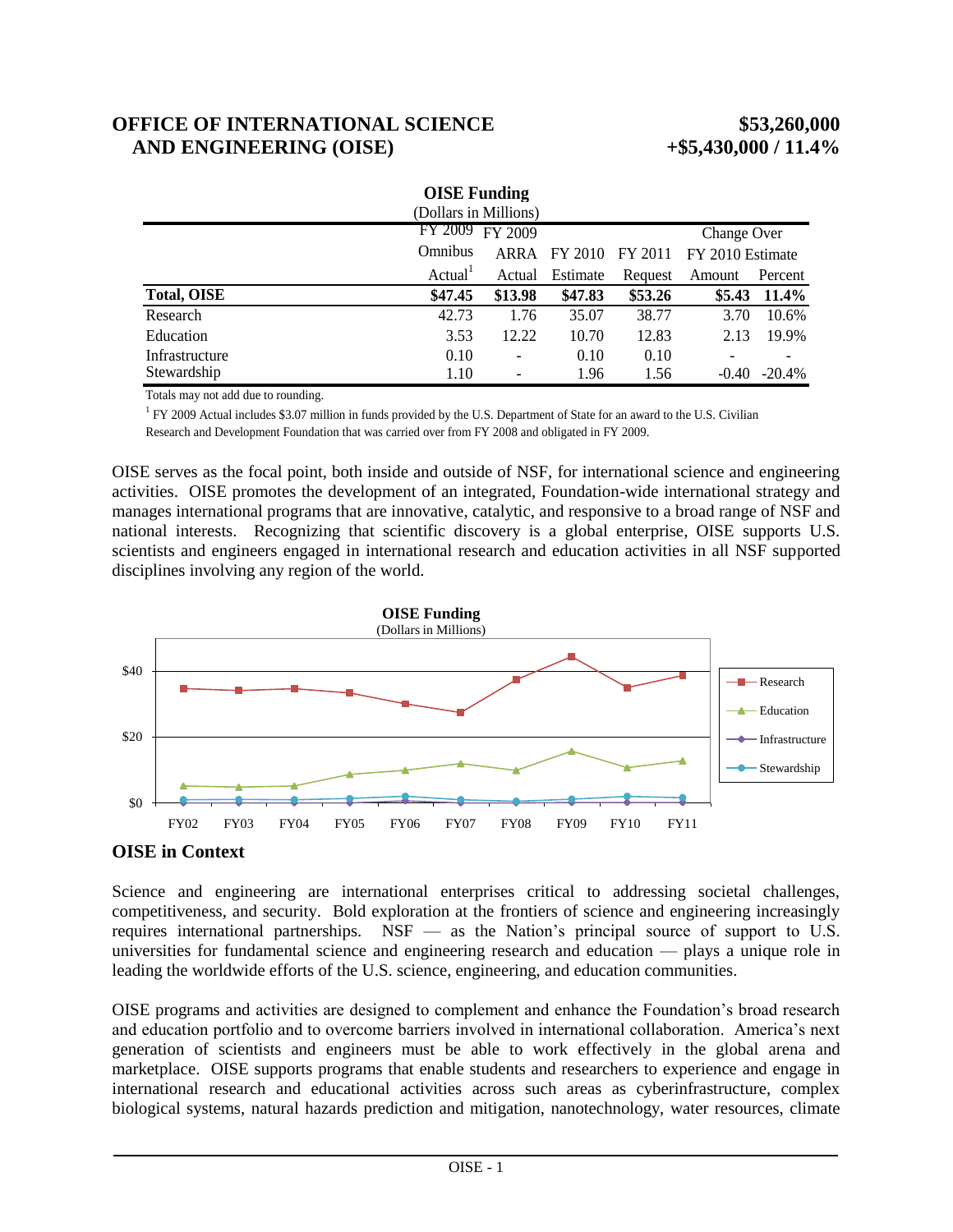# OFFICE OF INTERNATIONAL SCIENCE AND ENGINEERING (OISE) $53,260,000 +$5,430,000 / 11.4%

**OISE Funding**
(Dollars in Millions)

| | FY 2009 Omnibus Actual[1] | FY 2009 ARRA Actual | FY 2010 Estimate | FY 2011 Request | Change Over FY 2010 Estimate Amount | Change Over FY 2010 Estimate Percent |
|---|---|---|---|---|---|---|
| **Total, OISE** | **$47.45** | **$13.98** | **$47.83** | **$53.26** | **$5.43** | **11.4%** |
| Research | 42.73 | 1.76 | 35.07 | 38.77 | 3.70 | 10.6% |
| Education | 3.53 | 12.22 | 10.70 | 12.83 | 2.13 | 19.9% |
| Infrastructure | 0.10 | - | 0.10 | 0.10 | - | - |
| Stewardship | 1.10 | - | 1.96 | 1.56 | -0.40 | -20.4% |

Totals may not add due to rounding.

[1] FY 2009 Actual includes $3.07 million in funds provided by the U.S. Department of State for an award to the U.S. Civilian Research and Development Foundation that was carried over from FY 2008 and obligated in FY 2009.

OISE serves as the focal point, both inside and outside of NSF, for international science and engineering activities. OISE promotes the development of an integrated, Foundation-wide international strategy and manages international programs that are innovative, catalytic, and responsive to a broad range of NSF and national interests. Recognizing that scientific discovery is a global enterprise, OISE supports U.S. scientists and engineers engaged in international research and education activities in all NSF supported disciplines involving any region of the world.

**OISE Funding**
(Dollars in Millions)

## OISE in Context

Science and engineering are international enterprises critical to addressing societal challenges, competitiveness, and security. Bold exploration at the frontiers of science and engineering increasingly requires international partnerships. NSF — as the Nation's principal source of support to U.S. universities for fundamental science and engineering research and education — plays a unique role in leading the worldwide efforts of the U.S. science, engineering, and education communities.

OISE programs and activities are designed to complement and enhance the Foundation's broad research and education portfolio and to overcome barriers involved in international collaboration. America's next generation of scientists and engineers must be able to work effectively in the global arena and marketplace. OISE supports programs that enable students and researchers to experience and engage in international research and educational activities across such areas as cyberinfrastructure, complex biological systems, natural hazards prediction and mitigation, nanotechnology, water resources, climate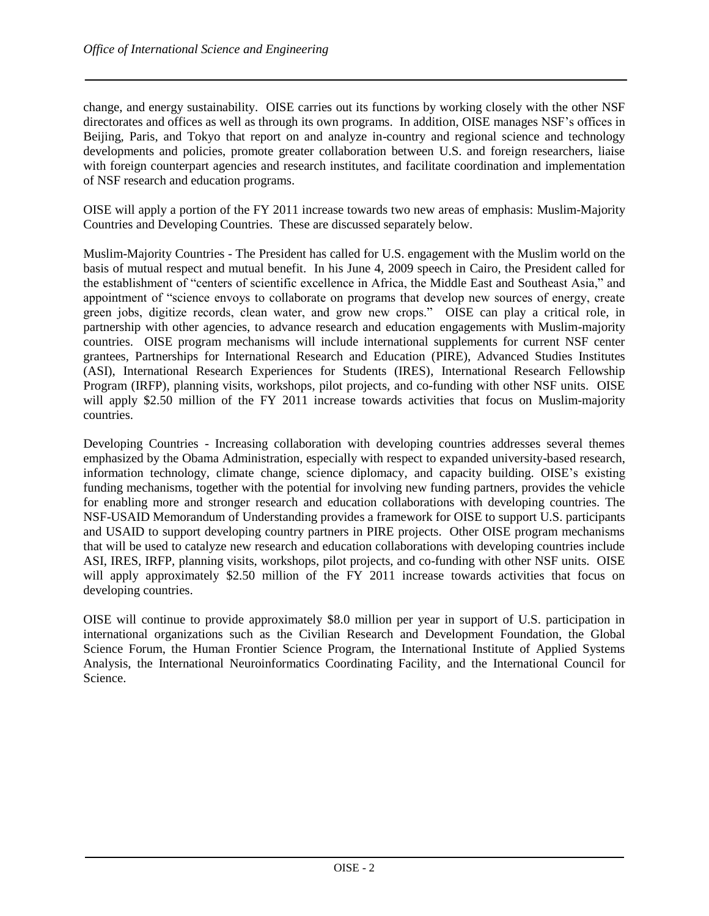change, and energy sustainability. OISE carries out its functions by working closely with the other NSF directorates and offices as well as through its own programs. In addition, OISE manages NSF's offices in Beijing, Paris, and Tokyo that report on and analyze in-country and regional science and technology developments and policies, promote greater collaboration between U.S. and foreign researchers, liaise with foreign counterpart agencies and research institutes, and facilitate coordination and implementation of NSF research and education programs.

OISE will apply a portion of the FY 2011 increase towards two new areas of emphasis: Muslim-Majority Countries and Developing Countries. These are discussed separately below.

Muslim-Majority Countries - The President has called for U.S. engagement with the Muslim world on the basis of mutual respect and mutual benefit. In his June 4, 2009 speech in Cairo, the President called for the establishment of "centers of scientific excellence in Africa, the Middle East and Southeast Asia," and appointment of "science envoys to collaborate on programs that develop new sources of energy, create green jobs, digitize records, clean water, and grow new crops." OISE can play a critical role, in partnership with other agencies, to advance research and education engagements with Muslim-majority countries. OISE program mechanisms will include international supplements for current NSF center grantees, Partnerships for International Research and Education (PIRE), Advanced Studies Institutes (ASI), International Research Experiences for Students (IRES), International Research Fellowship Program (IRFP), planning visits, workshops, pilot projects, and co-funding with other NSF units. OISE will apply $2.50 million of the FY 2011 increase towards activities that focus on Muslim-majority countries.

Developing Countries - Increasing collaboration with developing countries addresses several themes emphasized by the Obama Administration, especially with respect to expanded university-based research, information technology, climate change, science diplomacy, and capacity building. OISE's existing funding mechanisms, together with the potential for involving new funding partners, provides the vehicle for enabling more and stronger research and education collaborations with developing countries. The NSF-USAID Memorandum of Understanding provides a framework for OISE to support U.S. participants and USAID to support developing country partners in PIRE projects. Other OISE program mechanisms that will be used to catalyze new research and education collaborations with developing countries include ASI, IRES, IRFP, planning visits, workshops, pilot projects, and co-funding with other NSF units. OISE will apply approximately $2.50 million of the FY 2011 increase towards activities that focus on developing countries.

OISE will continue to provide approximately $8.0 million per year in support of U.S. participation in international organizations such as the Civilian Research and Development Foundation, the Global Science Forum, the Human Frontier Science Program, the International Institute of Applied Systems Analysis, the International Neuroinformatics Coordinating Facility, and the International Council for Science.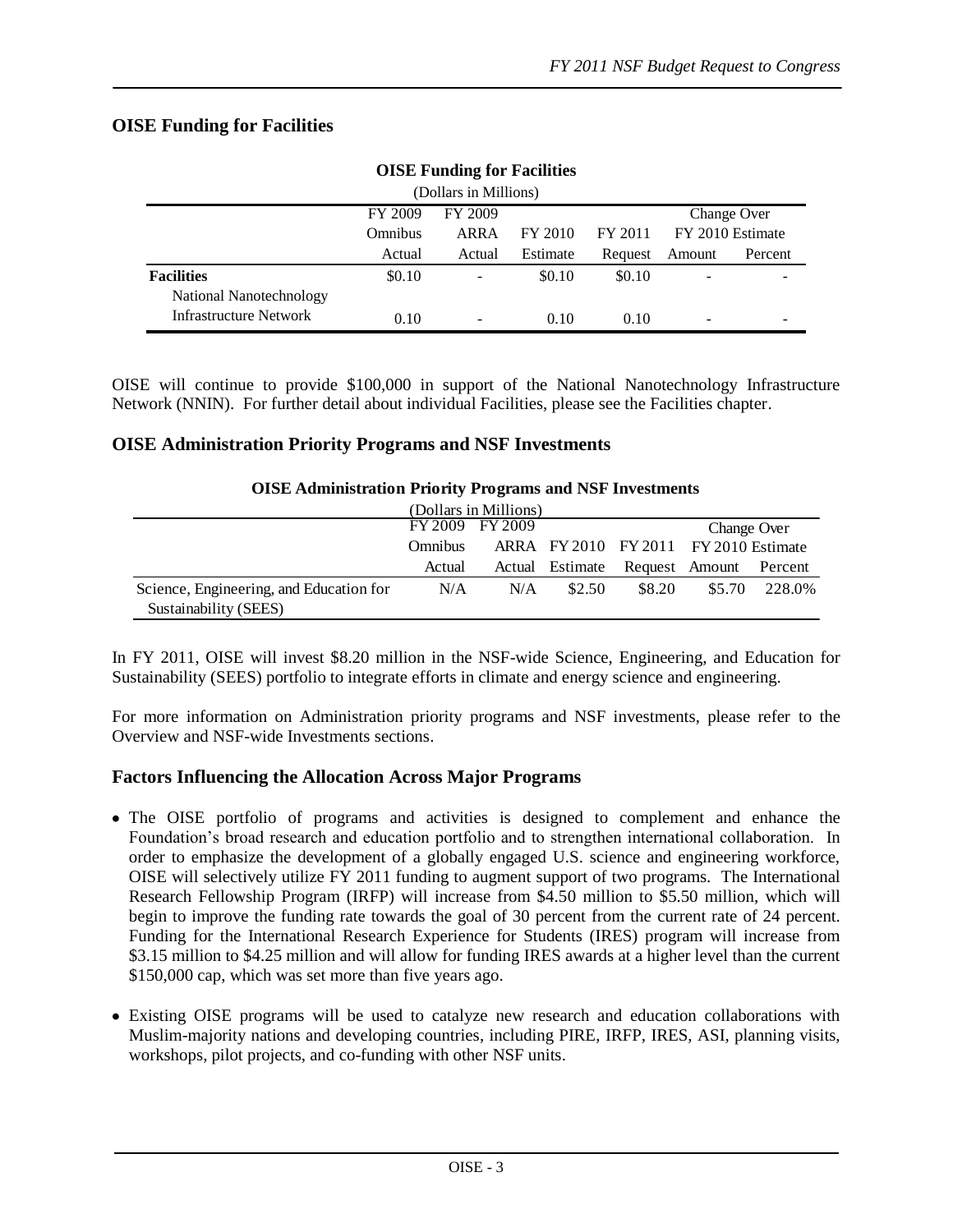## OISE Funding for Facilities

**OISE Funding for Facilities**

(Dollars in Millions)

| | FY 2009 Omnibus Actual | FY 2009 ARRA Actual | FY 2010 Estimate | FY 2011 Request | Change Over FY 2010 Estimate | |
|---|---|---|---|---|---|---|
| | | | | | Amount | Percent |
| **Facilities** | $0.10 | - | $0.10 | $0.10 | - | - |
| National Nanotechnology Infrastructure Network | 0.10 | - | 0.10 | 0.10 | - | - |

OISE will continue to provide $100,000 in support of the National Nanotechnology Infrastructure Network (NNIN). For further detail about individual Facilities, please see the Facilities chapter.

## OISE Administration Priority Programs and NSF Investments

**OISE Administration Priority Programs and NSF Investments**

(Dollars in Millions)

| | FY 2009 Omnibus Actual | FY 2009 ARRA Actual | FY 2010 Estimate | FY 2011 Request | Change Over FY 2010 Estimate | |
|---|---|---|---|---|---|---|
| | | | | | Amount | Percent |
| Science, Engineering, and Education for Sustainability (SEES) | N/A | N/A | $2.50 | $8.20 | $5.70 | 228.0% |

In FY 2011, OISE will invest $8.20 million in the NSF-wide Science, Engineering, and Education for Sustainability (SEES) portfolio to integrate efforts in climate and energy science and engineering.

For more information on Administration priority programs and NSF investments, please refer to the Overview and NSF-wide Investments sections.

## Factors Influencing the Allocation Across Major Programs

- The OISE portfolio of programs and activities is designed to complement and enhance the Foundation's broad research and education portfolio and to strengthen international collaboration. In order to emphasize the development of a globally engaged U.S. science and engineering workforce, OISE will selectively utilize FY 2011 funding to augment support of two programs. The International Research Fellowship Program (IRFP) will increase from $4.50 million to $5.50 million, which will begin to improve the funding rate towards the goal of 30 percent from the current rate of 24 percent. Funding for the International Research Experience for Students (IRES) program will increase from $3.15 million to $4.25 million and will allow for funding IRES awards at a higher level than the current $150,000 cap, which was set more than five years ago.
- Existing OISE programs will be used to catalyze new research and education collaborations with Muslim-majority nations and developing countries, including PIRE, IRFP, IRES, ASI, planning visits, workshops, pilot projects, and co-funding with other NSF units.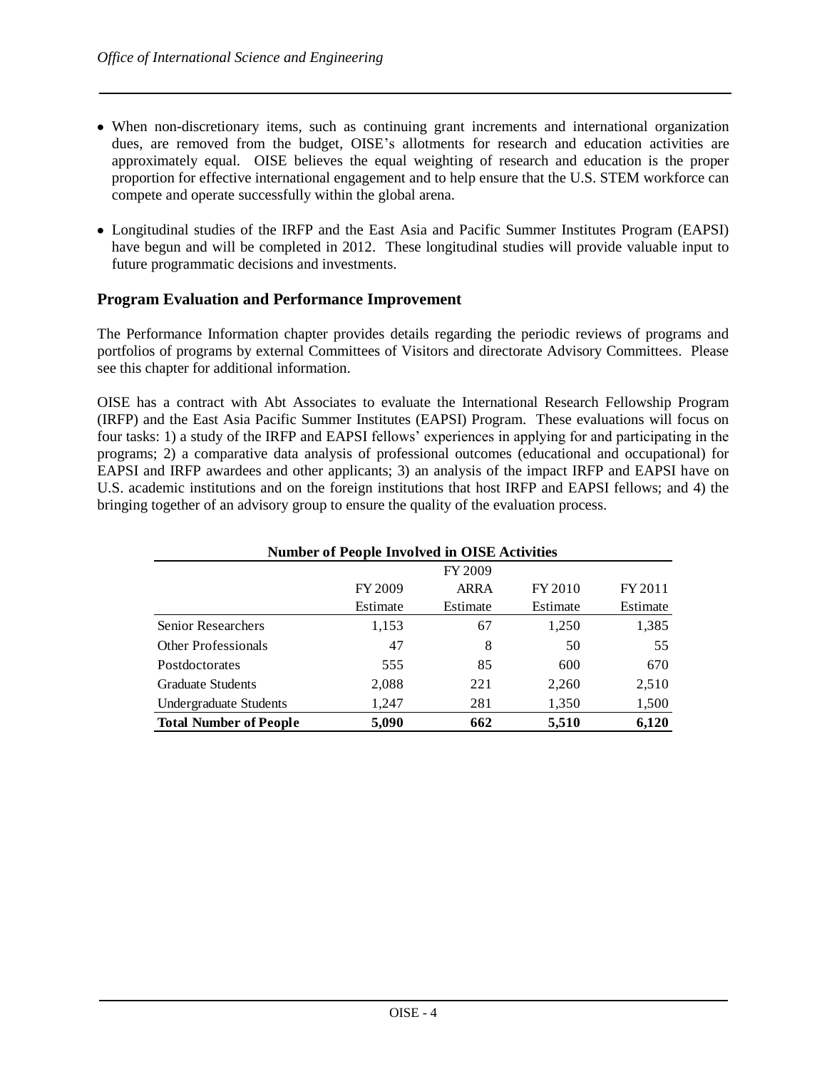- When non-discretionary items, such as continuing grant increments and international organization dues, are removed from the budget, OISE's allotments for research and education activities are approximately equal. OISE believes the equal weighting of research and education is the proper proportion for effective international engagement and to help ensure that the U.S. STEM workforce can compete and operate successfully within the global arena.

- Longitudinal studies of the IRFP and the East Asia and Pacific Summer Institutes Program (EAPSI) have begun and will be completed in 2012. These longitudinal studies will provide valuable input to future programmatic decisions and investments.

## Program Evaluation and Performance Improvement

The Performance Information chapter provides details regarding the periodic reviews of programs and portfolios of programs by external Committees of Visitors and directorate Advisory Committees. Please see this chapter for additional information.

OISE has a contract with Abt Associates to evaluate the International Research Fellowship Program (IRFP) and the East Asia Pacific Summer Institutes (EAPSI) Program. These evaluations will focus on four tasks: 1) a study of the IRFP and EAPSI fellows' experiences in applying for and participating in the programs; 2) a comparative data analysis of professional outcomes (educational and occupational) for EAPSI and IRFP awardees and other applicants; 3) an analysis of the impact IRFP and EAPSI have on U.S. academic institutions and on the foreign institutions that host IRFP and EAPSI fellows; and 4) the bringing together of an advisory group to ensure the quality of the evaluation process.

**Number of People Involved in OISE Activities**

| | FY 2009 Estimate | FY 2009 ARRA Estimate | FY 2010 Estimate | FY 2011 Estimate |
|---|---|---|---|---|
| Senior Researchers | 1,153 | 67 | 1,250 | 1,385 |
| Other Professionals | 47 | 8 | 50 | 55 |
| Postdoctorates | 555 | 85 | 600 | 670 |
| Graduate Students | 2,088 | 221 | 2,260 | 2,510 |
| Undergraduate Students | 1,247 | 281 | 1,350 | 1,500 |
| **Total Number of People** | **5,090** | **662** | **5,510** | **6,120** |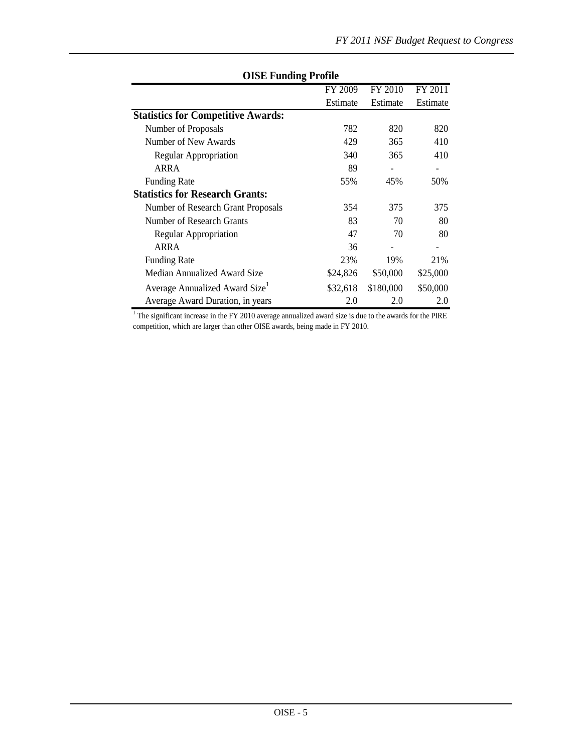**OISE Funding Profile**

| | FY 2009 Estimate | FY 2010 Estimate | FY 2011 Estimate |
|---|---|---|---|
| **Statistics for Competitive Awards:** | | | |
| Number of Proposals | 782 | 820 | 820 |
| Number of New Awards | 429 | 365 | 410 |
| Regular Appropriation | 340 | 365 | 410 |
| ARRA | 89 | - | - |
| Funding Rate | 55% | 45% | 50% |
| **Statistics for Research Grants:** | | | |
| Number of Research Grant Proposals | 354 | 375 | 375 |
| Number of Research Grants | 83 | 70 | 80 |
| Regular Appropriation | 47 | 70 | 80 |
| ARRA | 36 | - | - |
| Funding Rate | 23% | 19% | 21% |
| Median Annualized Award Size | $24,826 | $50,000 | $25,000 |
| Average Annualized Award Size[1] | $32,618 | $180,000 | $50,000 |
| Average Award Duration, in years | 2.0 | 2.0 | 2.0 |

[1] The significant increase in the FY 2010 average annualized award size is due to the awards for the PIRE competition, which are larger than other OISE awards, being made in FY 2010.